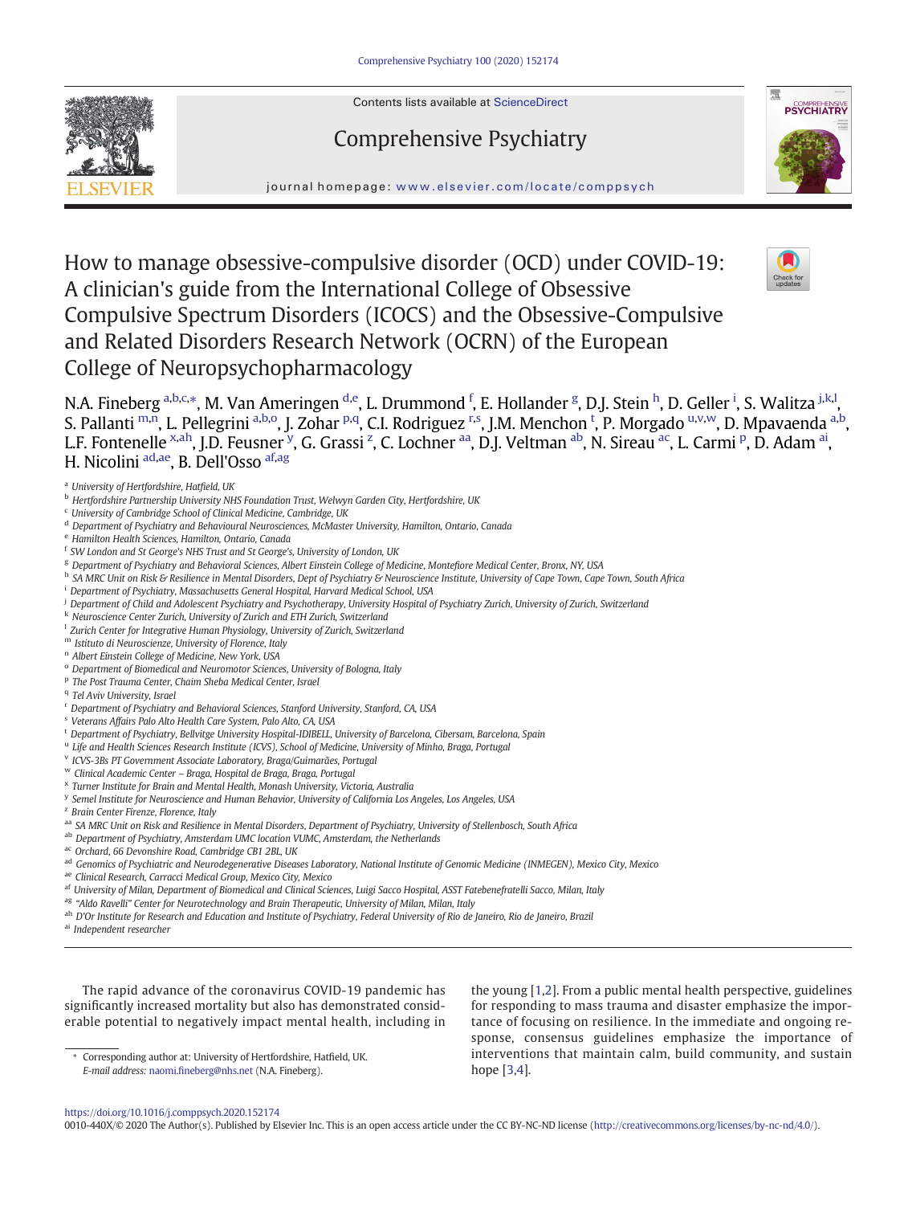Contents lists available at ScienceDirect

# Comprehensive Psychiatry

journal homepage: www.elsevier.com/locate/comppsych

# How to manage obsessive-compulsive disorder (OCD) under COVID-19: A clinician's guide from the International College of Obsessive Compulsive Spectrum Disorders (ICOCS) and the Obsessive-Compulsive and Related Disorders Research Network (OCRN) of the European College of Neuropsychopharmacology

N.A. Fineberg [a,b,c,*], M. Van Ameringen [d,e], L. Drummond [f], E. Hollander [g], D.J. Stein [h], D. Geller [i], S. Walitza [j,k,l], S. Pallanti [m,n], L. Pellegrini [a,b,o], J. Zohar [p,q], C.I. Rodriguez [r,s], J.M. Menchon [t], P. Morgado [u,v,w], D. Mpavaenda [a,b], L.F. Fontenelle [x,ah], J.D. Feusner [y], G. Grassi [z], C. Lochner [aa], D.J. Veltman [ab], N. Sireau [ac], L. Carmi [p], D. Adam [ai], H. Nicolini [ad,ae], B. Dell'Osso [af,ag]

[a] University of Hertfordshire, Hatfield, UK
[b] Hertfordshire Partnership University NHS Foundation Trust, Welwyn Garden City, Hertfordshire, UK
[c] University of Cambridge School of Clinical Medicine, Cambridge, UK
[d] Department of Psychiatry and Behavioural Neurosciences, McMaster University, Hamilton, Ontario, Canada
[e] Hamilton Health Sciences, Hamilton, Ontario, Canada
[f] SW London and St George's NHS Trust and St George's, University of London, UK
[g] Department of Psychiatry and Behavioral Sciences, Albert Einstein College of Medicine, Montefiore Medical Center, Bronx, NY, USA
[h] SA MRC Unit on Risk & Resilience in Mental Disorders, Dept of Psychiatry & Neuroscience Institute, University of Cape Town, Cape Town, South Africa
[i] Department of Psychiatry, Massachusetts General Hospital, Harvard Medical School, USA
[j] Department of Child and Adolescent Psychiatry and Psychotherapy, University Hospital of Psychiatry Zurich, University of Zurich, Switzerland
[k] Neuroscience Center Zurich, University of Zurich and ETH Zurich, Switzerland
[l] Zurich Center for Integrative Human Physiology, University of Zurich, Switzerland
[m] Istituto di Neuroscienze, University of Florence, Italy
[n] Albert Einstein College of Medicine, New York, USA
[o] Department of Biomedical and Neuromotor Sciences, University of Bologna, Italy
[p] The Post Trauma Center, Chaim Sheba Medical Center, Israel
[q] Tel Aviv University, Israel
[r] Department of Psychiatry and Behavioral Sciences, Stanford University, Stanford, CA, USA
[s] Veterans Affairs Palo Alto Health Care System, Palo Alto, CA, USA
[t] Department of Psychiatry, Bellvitge University Hospital-IDIBELL, University of Barcelona, Cibersam, Barcelona, Spain
[u] Life and Health Sciences Research Institute (ICVS), School of Medicine, University of Minho, Braga, Portugal
[v] ICVS-3Bs PT Government Associate Laboratory, Braga/Guimarães, Portugal
[w] Clinical Academic Center – Braga, Hospital de Braga, Braga, Portugal
[x] Turner Institute for Brain and Mental Health, Monash University, Victoria, Australia
[y] Semel Institute for Neuroscience and Human Behavior, University of California Los Angeles, Los Angeles, USA
[z] Brain Center Firenze, Florence, Italy
[aa] SA MRC Unit on Risk and Resilience in Mental Disorders, Department of Psychiatry, University of Stellenbosch, South Africa
[ab] Department of Psychiatry, Amsterdam UMC location VUMC, Amsterdam, the Netherlands
[ac] Orchard, 66 Devonshire Road, Cambridge CB1 2BL, UK
[ad] Genomics of Psychiatric and Neurodegenerative Diseases Laboratory, National Institute of Genomic Medicine (INMEGEN), Mexico City, Mexico
[ae] Clinical Research, Carracci Medical Group, Mexico City, Mexico
[af] University of Milan, Department of Biomedical and Clinical Sciences, Luigi Sacco Hospital, ASST Fatebenefratelli Sacco, Milan, Italy
[ag] "Aldo Ravelli" Center for Neurotechnology and Brain Therapeutic, University of Milan, Milan, Italy
[ah] D'Or Institute for Research and Education and Institute of Psychiatry, Federal University of Rio de Janeiro, Rio de Janeiro, Brazil
[ai] Independent researcher

The rapid advance of the coronavirus COVID-19 pandemic has significantly increased mortality but also has demonstrated considerable potential to negatively impact mental health, including in the young [1,2]. From a public mental health perspective, guidelines for responding to mass trauma and disaster emphasize the importance of focusing on resilience. In the immediate and ongoing response, consensus guidelines emphasize the importance of interventions that maintain calm, build community, and sustain hope [3,4].

\* Corresponding author at: University of Hertfordshire, Hatfield, UK.
*E-mail address:* naomi.fineberg@nhs.net (N.A. Fineberg).

https://doi.org/10.1016/j.comppsych.2020.152174
0010-440X/© 2020 The Author(s). Published by Elsevier Inc. This is an open access article under the CC BY-NC-ND license (http://creativecommons.org/licenses/by-nc-nd/4.0/).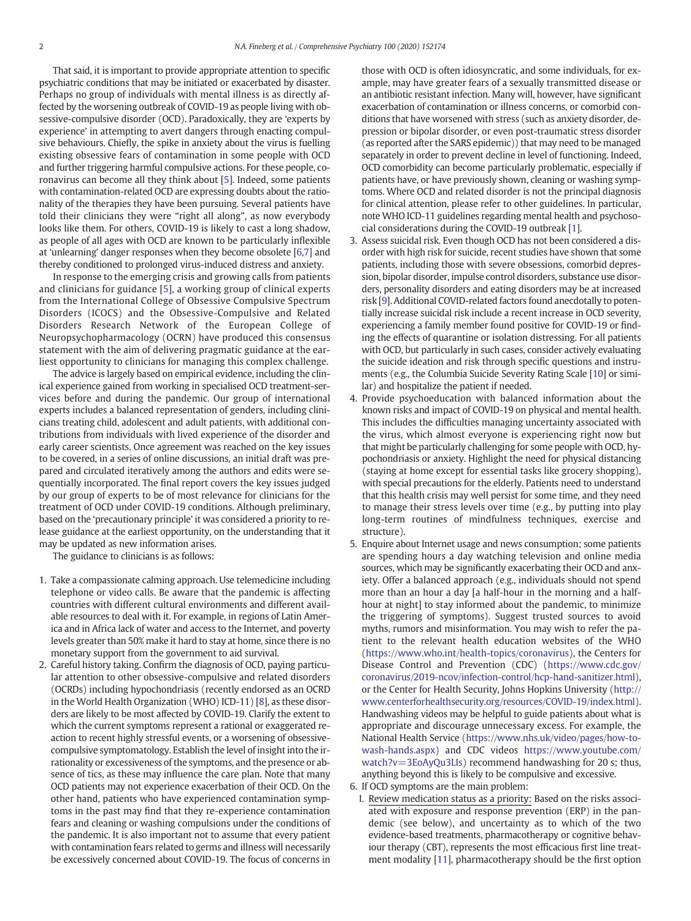That said, it is important to provide appropriate attention to specific psychiatric conditions that may be initiated or exacerbated by disaster. Perhaps no group of individuals with mental illness is as directly affected by the worsening outbreak of COVID-19 as people living with obsessive-compulsive disorder (OCD). Paradoxically, they are 'experts by experience' in attempting to avert dangers through enacting compulsive behaviours. Chiefly, the spike in anxiety about the virus is fuelling existing obsessive fears of contamination in some people with OCD and further triggering harmful compulsive actions. For these people, coronavirus can become all they think about [5]. Indeed, some patients with contamination-related OCD are expressing doubts about the rationality of the therapies they have been pursuing. Several patients have told their clinicians they were "right all along", as now everybody looks like them. For others, COVID-19 is likely to cast a long shadow, as people of all ages with OCD are known to be particularly inflexible at 'unlearning' danger responses when they become obsolete [6,7] and thereby conditioned to prolonged virus-induced distress and anxiety.

In response to the emerging crisis and growing calls from patients and clinicians for guidance [5], a working group of clinical experts from the International College of Obsessive Compulsive Spectrum Disorders (ICOCS) and the Obsessive-Compulsive and Related Disorders Research Network of the European College of Neuropsychopharmacology (OCRN) have produced this consensus statement with the aim of delivering pragmatic guidance at the earliest opportunity to clinicians for managing this complex challenge.

The advice is largely based on empirical evidence, including the clinical experience gained from working in specialised OCD treatment-services before and during the pandemic. Our group of international experts includes a balanced representation of genders, including clinicians treating child, adolescent and adult patients, with additional contributions from individuals with lived experience of the disorder and early career scientists. Once agreement was reached on the key issues to be covered, in a series of online discussions, an initial draft was prepared and circulated iteratively among the authors and edits were sequentially incorporated. The final report covers the key issues judged by our group of experts to be of most relevance for clinicians for the treatment of OCD under COVID-19 conditions. Although preliminary, based on the 'precautionary principle' it was considered a priority to release guidance at the earliest opportunity, on the understanding that it may be updated as new information arises.

The guidance to clinicians is as follows:

1. Take a compassionate calming approach. Use telemedicine including telephone or video calls. Be aware that the pandemic is affecting countries with different cultural environments and different available resources to deal with it. For example, in regions of Latin America and in Africa lack of water and access to the Internet, and poverty levels greater than 50% make it hard to stay at home, since there is no monetary support from the government to aid survival.
2. Careful history taking. Confirm the diagnosis of OCD, paying particular attention to other obsessive-compulsive and related disorders (OCRDs) including hypochondriasis (recently endorsed as an OCRD in the World Health Organization (WHO) ICD-11) [8], as these disorders are likely to be most affected by COVID-19. Clarify the extent to which the current symptoms represent a rational or exaggerated reaction to recent highly stressful events, or a worsening of obsessive-compulsive symptomatology. Establish the level of insight into the irrationality or excessiveness of the symptoms, and the presence or absence of tics, as these may influence the care plan. Note that many OCD patients may not experience exacerbation of their OCD. On the other hand, patients who have experienced contamination symptoms in the past may find that they re-experience contamination fears and cleaning or washing compulsions under the conditions of the pandemic. It is also important not to assume that every patient with contamination fears related to germs and illness will necessarily be excessively concerned about COVID-19. The focus of concerns in those with OCD is often idiosyncratic, and some individuals, for example, may have greater fears of a sexually transmitted disease or an antibiotic resistant infection. Many will, however, have significant exacerbation of contamination or illness concerns, or comorbid conditions that have worsened with stress (such as anxiety disorder, depression or bipolar disorder, or even post-traumatic stress disorder (as reported after the SARS epidemic)) that may need to be managed separately in order to prevent decline in level of functioning. Indeed, OCD comorbidity can become particularly problematic, especially if patients have, or have previously shown, cleaning or washing symptoms. Where OCD and related disorder is not the principal diagnosis for clinical attention, please refer to other guidelines. In particular, note WHO ICD-11 guidelines regarding mental health and psychosocial considerations during the COVID-19 outbreak [1].
3. Assess suicidal risk. Even though OCD has not been considered a disorder with high risk for suicide, recent studies have shown that some patients, including those with severe obsessions, comorbid depression, bipolar disorder, impulse control disorders, substance use disorders, personality disorders and eating disorders may be at increased risk [9]. Additional COVID-related factors found anecdotally to potentially increase suicidal risk include a recent increase in OCD severity, experiencing a family member found positive for COVID-19 or finding the effects of quarantine or isolation distressing. For all patients with OCD, but particularly in such cases, consider actively evaluating the suicide ideation and risk through specific questions and instruments (e.g., the Columbia Suicide Severity Rating Scale [10] or similar) and hospitalize the patient if needed.
4. Provide psychoeducation with balanced information about the known risks and impact of COVID-19 on physical and mental health. This includes the difficulties managing uncertainty associated with the virus, which almost everyone is experiencing right now but that might be particularly challenging for some people with OCD, hypochondriasis or anxiety. Highlight the need for physical distancing (staying at home except for essential tasks like grocery shopping), with special precautions for the elderly. Patients need to understand that this health crisis may well persist for some time, and they need to manage their stress levels over time (e.g., by putting into play long-term routines of mindfulness techniques, exercise and structure).
5. Enquire about Internet usage and news consumption; some patients are spending hours a day watching television and online media sources, which may be significantly exacerbating their OCD and anxiety. Offer a balanced approach (e.g., individuals should not spend more than an hour a day [a half-hour in the morning and a half-hour at night] to stay informed about the pandemic, to minimize the triggering of symptoms). Suggest trusted sources to avoid myths, rumors and misinformation. You may wish to refer the patient to the relevant health education websites of the WHO (https://www.who.int/health-topics/coronavirus), the Centers for Disease Control and Prevention (CDC) (https://www.cdc.gov/coronavirus/2019-ncov/infection-control/hcp-hand-sanitizer.html), or the Center for Health Security, Johns Hopkins University (http://www.centerforhealthsecurity.org/resources/COVID-19/index.html). Handwashing videos may be helpful to guide patients about what is appropriate and discourage unnecessary excess. For example, the National Health Service (https://www.nhs.uk/video/pages/how-to-wash-hands.aspx) and CDC videos https://www.youtube.com/watch?v=3EoAyQu3LIs) recommend handwashing for 20 s; thus, anything beyond this is likely to be compulsive and excessive.
6. If OCD symptoms are the main problem:
   I. Review medication status as a priority: Based on the risks associated with exposure and response prevention (ERP) in the pandemic (see below), and uncertainty as to which of the two evidence-based treatments, pharmacotherapy or cognitive behaviour therapy (CBT), represents the most efficacious first line treatment modality [11], pharmacotherapy should be the first option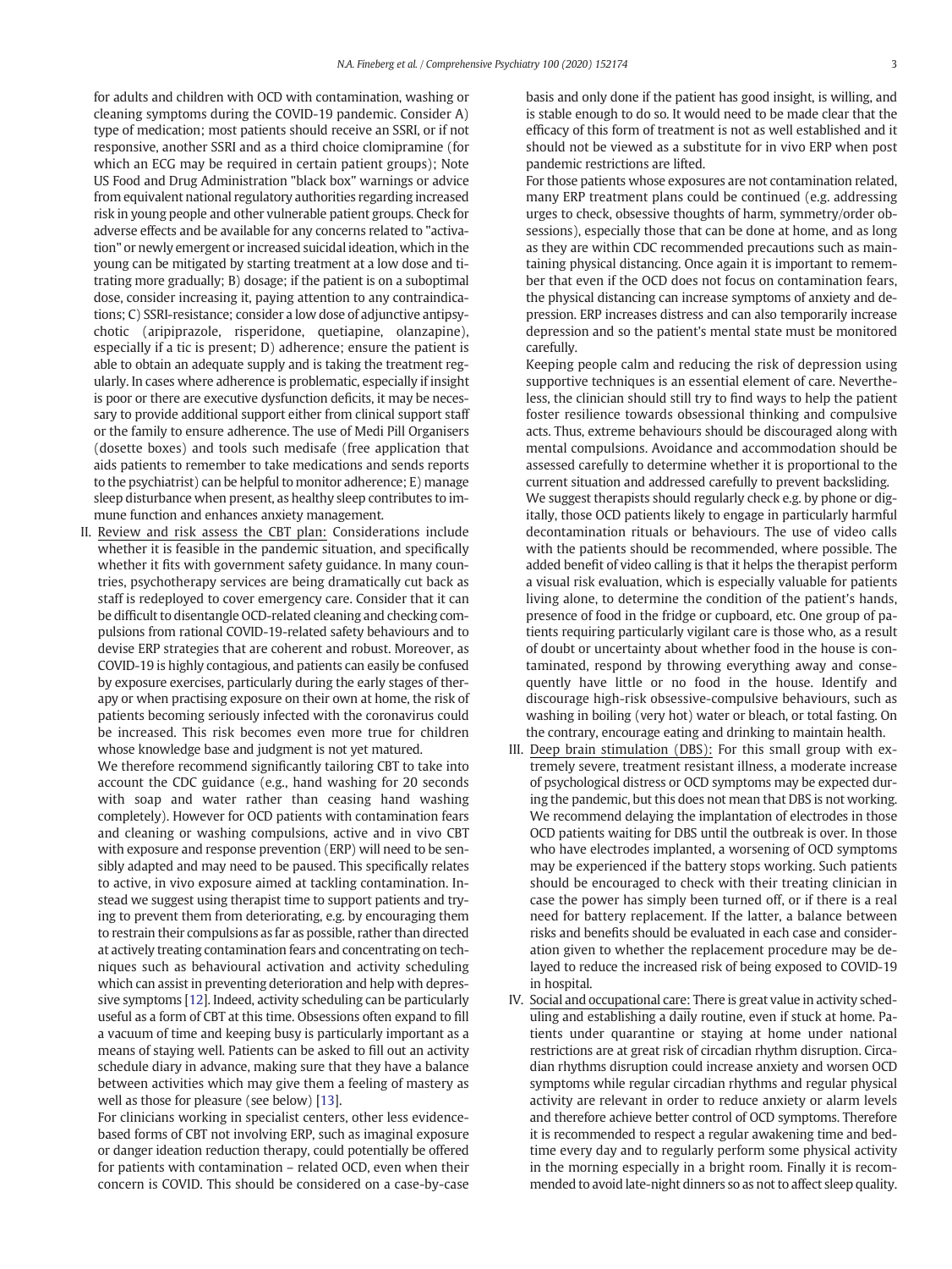for adults and children with OCD with contamination, washing or cleaning symptoms during the COVID-19 pandemic. Consider A) type of medication; most patients should receive an SSRI, or if not responsive, another SSRI and as a third choice clomipramine (for which an ECG may be required in certain patient groups); Note US Food and Drug Administration "black box" warnings or advice from equivalent national regulatory authorities regarding increased risk in young people and other vulnerable patient groups. Check for adverse effects and be available for any concerns related to "activation" or newly emergent or increased suicidal ideation, which in the young can be mitigated by starting treatment at a low dose and titrating more gradually; B) dosage; if the patient is on a suboptimal dose, consider increasing it, paying attention to any contraindications; C) SSRI-resistance; consider a low dose of adjunctive antipsychotic (aripiprazole, risperidone, quetiapine, olanzapine), especially if a tic is present; D) adherence; ensure the patient is able to obtain an adequate supply and is taking the treatment regularly. In cases where adherence is problematic, especially if insight is poor or there are executive dysfunction deficits, it may be necessary to provide additional support either from clinical support staff or the family to ensure adherence. The use of Medi Pill Organisers (dosette boxes) and tools such medisafe (free application that aids patients to remember to take medications and sends reports to the psychiatrist) can be helpful to monitor adherence; E) manage sleep disturbance when present, as healthy sleep contributes to immune function and enhances anxiety management.

II. Review and risk assess the CBT plan: Considerations include whether it is feasible in the pandemic situation, and specifically whether it fits with government safety guidance. In many countries, psychotherapy services are being dramatically cut back as staff is redeployed to cover emergency care. Consider that it can be difficult to disentangle OCD-related cleaning and checking compulsions from rational COVID-19-related safety behaviours and to devise ERP strategies that are coherent and robust. Moreover, as COVID-19 is highly contagious, and patients can easily be confused by exposure exercises, particularly during the early stages of therapy or when practising exposure on their own at home, the risk of patients becoming seriously infected with the coronavirus could be increased. This risk becomes even more true for children whose knowledge base and judgment is not yet matured.

   We therefore recommend significantly tailoring CBT to take into account the CDC guidance (e.g., hand washing for 20 seconds with soap and water rather than ceasing hand washing completely). However for OCD patients with contamination fears and cleaning or washing compulsions, active and in vivo CBT with exposure and response prevention (ERP) will need to be sensibly adapted and may need to be paused. This specifically relates to active, in vivo exposure aimed at tackling contamination. Instead we suggest using therapist time to support patients and trying to prevent them from deteriorating, e.g. by encouraging them to restrain their compulsions as far as possible, rather than directed at actively treating contamination fears and concentrating on techniques such as behavioural activation and activity scheduling which can assist in preventing deterioration and help with depressive symptoms [12]. Indeed, activity scheduling can be particularly useful as a form of CBT at this time. Obsessions often expand to fill a vacuum of time and keeping busy is particularly important as a means of staying well. Patients can be asked to fill out an activity schedule diary in advance, making sure that they have a balance between activities which may give them a feeling of mastery as well as those for pleasure (see below) [13].

   For clinicians working in specialist centers, other less evidence-based forms of CBT not involving ERP, such as imaginal exposure or danger ideation reduction therapy, could potentially be offered for patients with contamination – related OCD, even when their concern is COVID. This should be considered on a case-by-case basis and only done if the patient has good insight, is willing, and is stable enough to do so. It would need to be made clear that the efficacy of this form of treatment is not as well established and it should not be viewed as a substitute for in vivo ERP when post pandemic restrictions are lifted.

   For those patients whose exposures are not contamination related, many ERP treatment plans could be continued (e.g. addressing urges to check, obsessive thoughts of harm, symmetry/order obsessions), especially those that can be done at home, and as long as they are within CDC recommended precautions such as maintaining physical distancing. Once again it is important to remember that even if the OCD does not focus on contamination fears, the physical distancing can increase symptoms of anxiety and depression. ERP increases distress and can also temporarily increase depression and so the patient's mental state must be monitored carefully.

   Keeping people calm and reducing the risk of depression using supportive techniques is an essential element of care. Nevertheless, the clinician should still try to find ways to help the patient foster resilience towards obsessional thinking and compulsive acts. Thus, extreme behaviours should be discouraged along with mental compulsions. Avoidance and accommodation should be assessed carefully to determine whether it is proportional to the current situation and addressed carefully to prevent backsliding.

   We suggest therapists should regularly check e.g. by phone or digitally, those OCD patients likely to engage in particularly harmful decontamination rituals or behaviours. The use of video calls with the patients should be recommended, where possible. The added benefit of video calling is that it helps the therapist perform a visual risk evaluation, which is especially valuable for patients living alone, to determine the condition of the patient's hands, presence of food in the fridge or cupboard, etc. One group of patients requiring particularly vigilant care is those who, as a result of doubt or uncertainty about whether food in the house is contaminated, respond by throwing everything away and consequently have little or no food in the house. Identify and discourage high-risk obsessive-compulsive behaviours, such as washing in boiling (very hot) water or bleach, or total fasting. On the contrary, encourage eating and drinking to maintain health.

III. Deep brain stimulation (DBS): For this small group with extremely severe, treatment resistant illness, a moderate increase of psychological distress or OCD symptoms may be expected during the pandemic, but this does not mean that DBS is not working. We recommend delaying the implantation of electrodes in those OCD patients waiting for DBS until the outbreak is over. In those who have electrodes implanted, a worsening of OCD symptoms may be experienced if the battery stops working. Such patients should be encouraged to check with their treating clinician in case the power has simply been turned off, or if there is a real need for battery replacement. If the latter, a balance between risks and benefits should be evaluated in each case and consideration given to whether the replacement procedure may be delayed to reduce the increased risk of being exposed to COVID-19 in hospital.

IV. Social and occupational care: There is great value in activity scheduling and establishing a daily routine, even if stuck at home. Patients under quarantine or staying at home under national restrictions are at great risk of circadian rhythm disruption. Circadian rhythms disruption could increase anxiety and worsen OCD symptoms while regular circadian rhythms and regular physical activity are relevant in order to reduce anxiety or alarm levels and therefore achieve better control of OCD symptoms. Therefore it is recommended to respect a regular awakening time and bedtime every day and to regularly perform some physical activity in the morning especially in a bright room. Finally it is recommended to avoid late-night dinners so as not to affect sleep quality.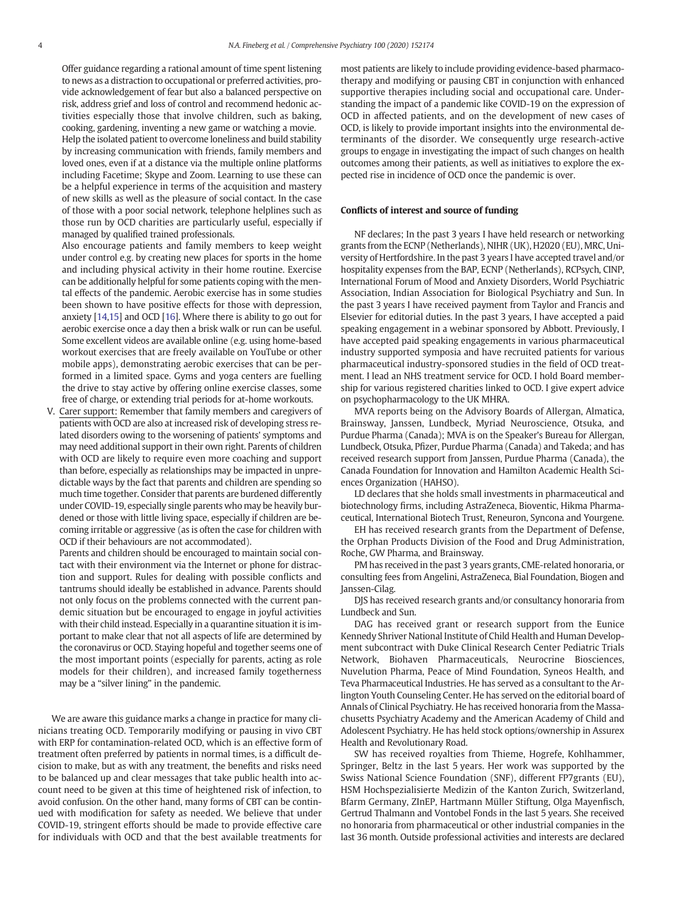Offer guidance regarding a rational amount of time spent listening to news as a distraction to occupational or preferred activities, provide acknowledgement of fear but also a balanced perspective on risk, address grief and loss of control and recommend hedonic activities especially those that involve children, such as baking, cooking, gardening, inventing a new game or watching a movie.

Help the isolated patient to overcome loneliness and build stability by increasing communication with friends, family members and loved ones, even if at a distance via the multiple online platforms including Facetime; Skype and Zoom. Learning to use these can be a helpful experience in terms of the acquisition and mastery of new skills as well as the pleasure of social contact. In the case of those with a poor social network, telephone helplines such as those run by OCD charities are particularly useful, especially if managed by qualified trained professionals.

Also encourage patients and family members to keep weight under control e.g. by creating new places for sports in the home and including physical activity in their home routine. Exercise can be additionally helpful for some patients coping with the mental effects of the pandemic. Aerobic exercise has in some studies been shown to have positive effects for those with depression, anxiety [14,15] and OCD [16]. Where there is ability to go out for aerobic exercise once a day then a brisk walk or run can be useful. Some excellent videos are available online (e.g. using home-based workout exercises that are freely available on YouTube or other mobile apps), demonstrating aerobic exercises that can be performed in a limited space. Gyms and yoga centers are fuelling the drive to stay active by offering online exercise classes, some free of charge, or extending trial periods for at-home workouts.

V. Carer support: Remember that family members and caregivers of patients with OCD are also at increased risk of developing stress related disorders owing to the worsening of patients' symptoms and may need additional support in their own right. Parents of children with OCD are likely to require even more coaching and support than before, especially as relationships may be impacted in unpredictable ways by the fact that parents and children are spending so much time together. Consider that parents are burdened differently under COVID-19, especially single parents who may be heavily burdened or those with little living space, especially if children are becoming irritable or aggressive (as is often the case for children with OCD if their behaviours are not accommodated).

Parents and children should be encouraged to maintain social contact with their environment via the Internet or phone for distraction and support. Rules for dealing with possible conflicts and tantrums should ideally be established in advance. Parents should not only focus on the problems connected with the current pandemic situation but be encouraged to engage in joyful activities with their child instead. Especially in a quarantine situation it is important to make clear that not all aspects of life are determined by the coronavirus or OCD. Staying hopeful and together seems one of the most important points (especially for parents, acting as role models for their children), and increased family togetherness may be a "silver lining" in the pandemic.

We are aware this guidance marks a change in practice for many clinicians treating OCD. Temporarily modifying or pausing in vivo CBT with ERP for contamination-related OCD, which is an effective form of treatment often preferred by patients in normal times, is a difficult decision to make, but as with any treatment, the benefits and risks need to be balanced up and clear messages that take public health into account need to be given at this time of heightened risk of infection, to avoid confusion. On the other hand, many forms of CBT can be continued with modification for safety as needed. We believe that under COVID-19, stringent efforts should be made to provide effective care for individuals with OCD and that the best available treatments for most patients are likely to include providing evidence-based pharmacotherapy and modifying or pausing CBT in conjunction with enhanced supportive therapies including social and occupational care. Understanding the impact of a pandemic like COVID-19 on the expression of OCD in affected patients, and on the development of new cases of OCD, is likely to provide important insights into the environmental determinants of the disorder. We consequently urge research-active groups to engage in investigating the impact of such changes on health outcomes among their patients, as well as initiatives to explore the expected rise in incidence of OCD once the pandemic is over.

## Conflicts of interest and source of funding

NF declares; In the past 3 years I have held research or networking grants from the ECNP (Netherlands), NIHR (UK), H2020 (EU), MRC, University of Hertfordshire. In the past 3 years I have accepted travel and/or hospitality expenses from the BAP, ECNP (Netherlands), RCPsych, CINP, International Forum of Mood and Anxiety Disorders, World Psychiatric Association, Indian Association for Biological Psychiatry and Sun. In the past 3 years I have received payment from Taylor and Francis and Elsevier for editorial duties. In the past 3 years, I have accepted a paid speaking engagement in a webinar sponsored by Abbott. Previously, I have accepted paid speaking engagements in various pharmaceutical industry supported symposia and have recruited patients for various pharmaceutical industry-sponsored studies in the field of OCD treatment. I lead an NHS treatment service for OCD. I hold Board membership for various registered charities linked to OCD. I give expert advice on psychopharmacology to the UK MHRA.

MVA reports being on the Advisory Boards of Allergan, Almatica, Brainsway, Janssen, Lundbeck, Myriad Neuroscience, Otsuka, and Purdue Pharma (Canada); MVA is on the Speaker's Bureau for Allergan, Lundbeck, Otsuka, Pfizer, Purdue Pharma (Canada) and Takeda; and has received research support from Janssen, Purdue Pharma (Canada), the Canada Foundation for Innovation and Hamilton Academic Health Sciences Organization (HAHSO).

LD declares that she holds small investments in pharmaceutical and biotechnology firms, including AstraZeneca, Bioventic, Hikma Pharmaceutical, International Biotech Trust, Reneuron, Syncona and Yourgene.

EH has received research grants from the Department of Defense, the Orphan Products Division of the Food and Drug Administration, Roche, GW Pharma, and Brainsway.

PM has received in the past 3 years grants, CME-related honoraria, or consulting fees from Angelini, AstraZeneca, Bial Foundation, Biogen and Janssen-Cilag.

DJS has received research grants and/or consultancy honoraria from Lundbeck and Sun.

DAG has received grant or research support from the Eunice Kennedy Shriver National Institute of Child Health and Human Development subcontract with Duke Clinical Research Center Pediatric Trials Network, Biohaven Pharmaceuticals, Neurocrine Biosciences, Nuvelution Pharma, Peace of Mind Foundation, Syneos Health, and Teva Pharmaceutical Industries. He has served as a consultant to the Arlington Youth Counseling Center. He has served on the editorial board of Annals of Clinical Psychiatry. He has received honoraria from the Massachusetts Psychiatry Academy and the American Academy of Child and Adolescent Psychiatry. He has held stock options/ownership in Assurex Health and Revolutionary Road.

SW has received royalties from Thieme, Hogrefe, Kohlhammer, Springer, Beltz in the last 5 years. Her work was supported by the Swiss National Science Foundation (SNF), different FP7grants (EU), HSM Hochspezialisierte Medizin of the Kanton Zurich, Switzerland, Bfarm Germany, ZInEP, Hartmann Müller Stiftung, Olga Mayenfisch, Gertrud Thalmann and Vontobel Fonds in the last 5 years. She received no honoraria from pharmaceutical or other industrial companies in the last 36 month. Outside professional activities and interests are declared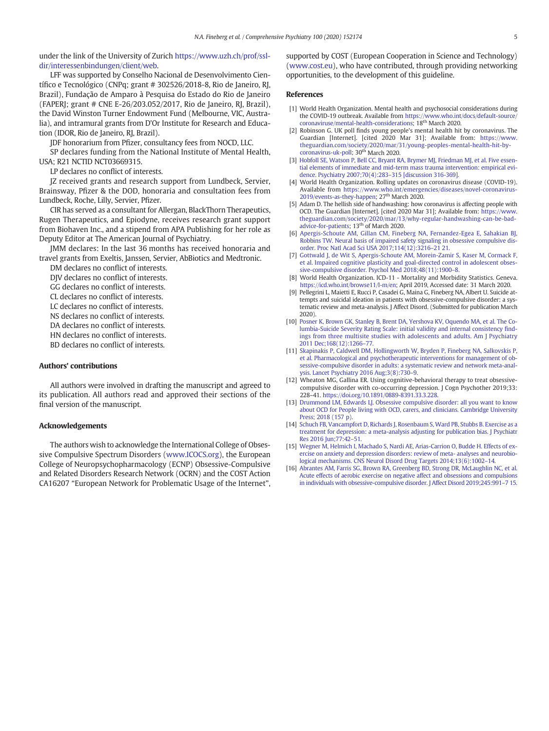under the link of the University of Zurich https://www.uzh.ch/prof/ssl-dir/interessenbindungen/client/web.

LFF was supported by Conselho Nacional de Desenvolvimento Científico e Tecnológico (CNPq; grant # 302526/2018-8, Rio de Janeiro, RJ, Brazil), Fundação de Amparo à Pesquisa do Estado do Rio de Janeiro (FAPERJ; grant # CNE E-26/203.052/2017, Rio de Janeiro, RJ, Brazil), the David Winston Turner Endowment Fund (Melbourne, VIC, Australia), and intramural grants from D'Or Institute for Research and Education (IDOR, Rio de Janeiro, RJ, Brazil).

JDF honorarium from Pfizer, consultancy fees from NOCD, LLC.

SP declares funding from the National Institute of Mental Health, USA; R21 NCTID NCT03669315.

LP declares no conflict of interests.

JZ received grants and research support from Lundbeck, Servier, Brainsway, Pfizer & the DOD, honoraria and consultation fees from Lundbeck, Roche, Lilly, Servier, Pfizer.

CIR has served as a consultant for Allergan, BlackThorn Therapeutics, Rugen Therapeutics, and Epiodyne, receives research grant support from Biohaven Inc., and a stipend from APA Publishing for her role as Deputy Editor at The American Journal of Psychiatry.

JMM declares: In the last 36 months has received honoraria and travel grants from Exeltis, Janssen, Servier, AbBiotics and Medtronic.

DM declares no conflict of interests.

DJV declares no conflict of interests.

GG declares no conflict of interests.

CL declares no conflict of interests.

LC declares no conflict of interests.

NS declares no conflict of interests.

DA declares no conflict of interests.

HN declares no conflict of interests.

BD declares no conflict of interests.

## Authors' contributions

All authors were involved in drafting the manuscript and agreed to its publication. All authors read and approved their sections of the final version of the manuscript.

## Acknowledgements

The authors wish to acknowledge the International College of Obsessive Compulsive Spectrum Disorders (www.ICOCS.org), the European College of Neuropsychopharmacology (ECNP) Obsessive-Compulsive and Related Disorders Research Network (OCRN) and the COST Action CA16207 "European Network for Problematic Usage of the Internet", supported by COST (European Cooperation in Science and Technology) (www.cost.eu), who have contributed, through providing networking opportunities, to the development of this guideline.

## References

[1] World Health Organization. Mental health and psychosocial considerations during the COVID-19 outbreak. Available from https://www.who.int/docs/default-source/coronaviruse/mental-health-considerations; 18th March 2020.

[2] Robinson G. UK poll finds young people's mental health hit by coronavirus. The Guardian [Internet]. [cited 2020 Mar 31]; Available from: https://www.theguardian.com/society/2020/mar/31/young-peoples-mental-health-hit-by-coronavirus-uk-poll; 30th March 2020.

[3] Hobfoll SE, Watson P, Bell CC, Bryant RA, Brymer MJ, Friedman MJ, et al. Five essential elements of immediate and mid-term mass trauma intervention: empirical evidence. Psychiatry 2007;70(4):283–315 [discussion 316-369].

[4] World Health Organization. Rolling updates on coronavirus disease (COVID-19). Available from https://www.who.int/emergencies/diseases/novel-coronavirus-2019/events-as-they-happen; 27th March 2020.

[5] Adam D. The hellish side of handwashing: how coronavirus is affecting people with OCD. The Guardian [Internet]. [cited 2020 Mar 31]; Available from: https://www.theguardian.com/society/2020/mar/13/why-regular-handwashing-can-be-bad-advice-for-patients; 13th of March 2020.

[6] Apergis-Schoute AM, Gillan CM, Fineberg NA, Fernandez-Egea E, Sahakian BJ, Robbins TW. Neural basis of impaired safety signaling in obsessive compulsive disorder. Proc Natl Acad Sci USA 2017;114(12):3216–21 21.

[7] Gottwald J, de Wit S, Apergis-Schoute AM, Morein-Zamir S, Kaser M, Cormack F, et al. Impaired cognitive plasticity and goal-directed control in adolescent obsessive-compulsive disorder. Psychol Med 2018;48(11):1900–8.

[8] World Health Organization. ICD-11 - Mortality and Morbidity Statistics. Geneva. https://icd.who.int/browse11/l-m/en; April 2019, Accessed date: 31 March 2020.

[9] Pellegrini L, Maietti E, Rucci P, Casadei G, Maina G, Fineberg NA, Albert U. Suicide attempts and suicidal ideation in patients with obsessive-compulsive disorder: a systematic review and meta-analysis. J Affect Disord. (Submitted for publication March 2020).

[10] Posner K, Brown GK, Stanley B, Brent DA, Yershova KV, Oquendo MA, et al. The Columbia-Suicide Severity Rating Scale: initial validity and internal consistency findings from three multisite studies with adolescents and adults. Am J Psychiatry 2011 Dec;168(12):1266–77.

[11] Skapinakis P, Caldwell DM, Hollingworth W, Bryden P, Fineberg NA, Salkovskis P, et al. Pharmacological and psychotherapeutic interventions for management of obsessive-compulsive disorder in adults: a systematic review and network meta-analysis. Lancet Psychiatry 2016 Aug;3(8):730–9.

[12] Wheaton MG, Gallina ER. Using cognitive-behavioral therapy to treat obsessive-compulsive disorder with co-occurring depression. J Cogn Psychother 2019;33:228–41. https://doi.org/10.1891/0889-8391.33.3.228.

[13] Drummond LM, Edwards LJ. Obsessive compulsive disorder: all you want to know about OCD for People living with OCD, carers, and clinicians. Cambridge University Press; 2018 (157 p).

[14] Schuch FB, Vancampfort D, Richards J, Rosenbaum S, Ward PB, Stubbs B. Exercise as a treatment for depression: a meta-analysis adjusting for publication bias. J Psychiatr Res 2016 Jun;77:42–51.

[15] Wegner M, Helmich I, Machado S, Nardi AE, Arias-Carrion O, Budde H. Effects of exercise on anxiety and depression disorders: review of meta- analyses and neurobiological mechanisms. CNS Neurol Disord Drug Targets 2014;13(6):1002–14.

[16] Abrantes AM, Farris SG, Brown RA, Greenberg BD, Strong DR, McLaughlin NC, et al. Acute effects of aerobic exercise on negative affect and obsessions and compulsions in individuals with obsessive-compulsive disorder. J Affect Disord 2019;245:991–7 15.